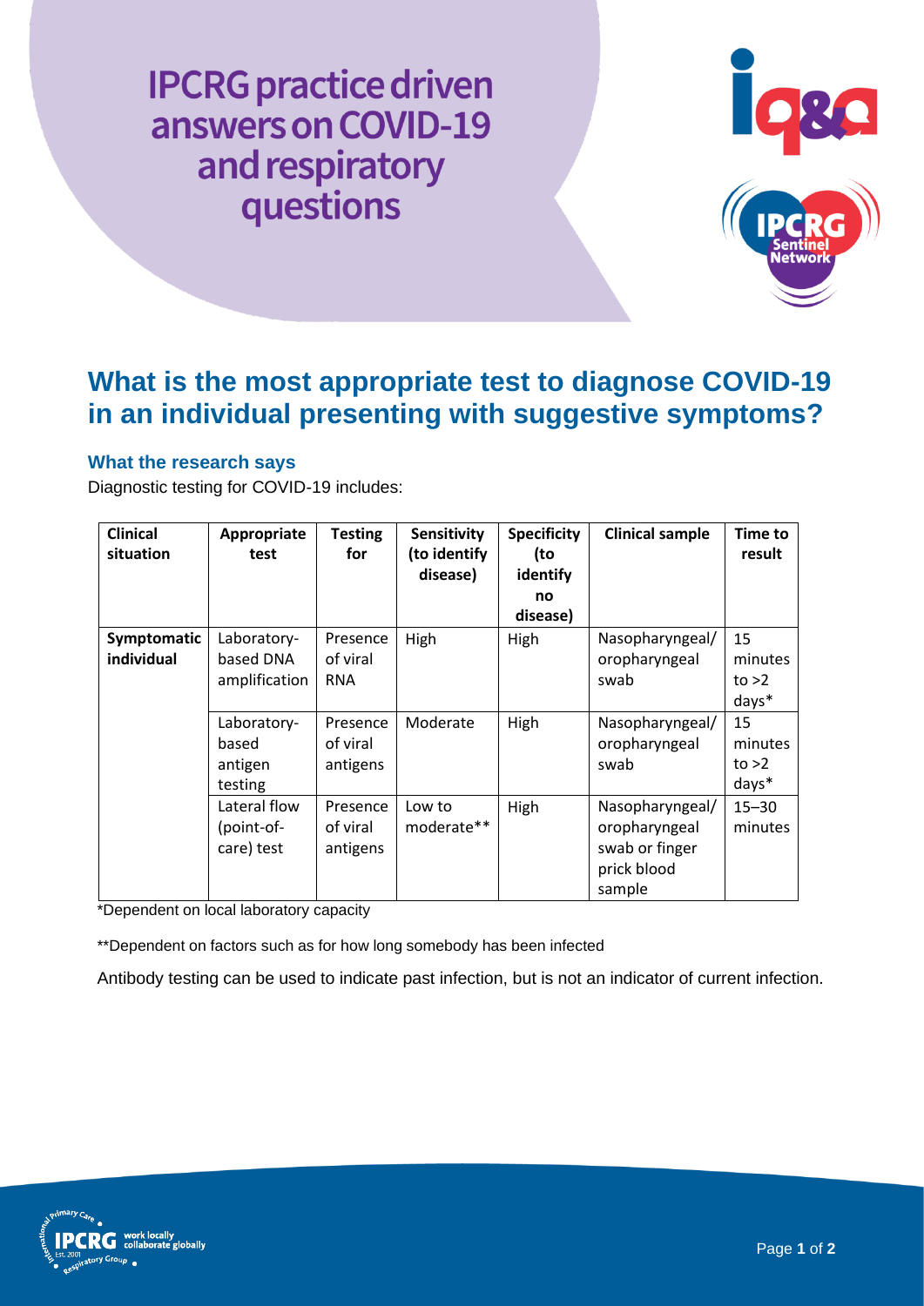# IPCRG practice driven answers on COVID-19 and respiratory questions

## What is the most appropriate test to diagnose COVID-19 in an individual presenting with suggestive symptoms?

### What the research says

Diagnostic testing for COVID-19 includes:

| Clinical situation | Appropriate test | Testing for | Sensitivity (to identify disease) | Specificity (to identify no disease) | Clinical sample | Time to result |
|---|---|---|---|---|---|---|
| **Symptomatic individual** | Laboratory-based DNA amplification | Presence of viral RNA | High | High | Nasopharyngeal/ oropharyngeal swab | 15 minutes to >2 days* |
| | Laboratory-based antigen testing | Presence of viral antigens | Moderate | High | Nasopharyngeal/ oropharyngeal swab | 15 minutes to >2 days* |
| | Lateral flow (point-of-care) test | Presence of viral antigens | Low to moderate** | High | Nasopharyngeal/ oropharyngeal swab or finger prick blood sample | 15–30 minutes |

*Dependent on local laboratory capacity

**Dependent on factors such as for how long somebody has been infected

Antibody testing can be used to indicate past infection, but is not an indicator of current infection.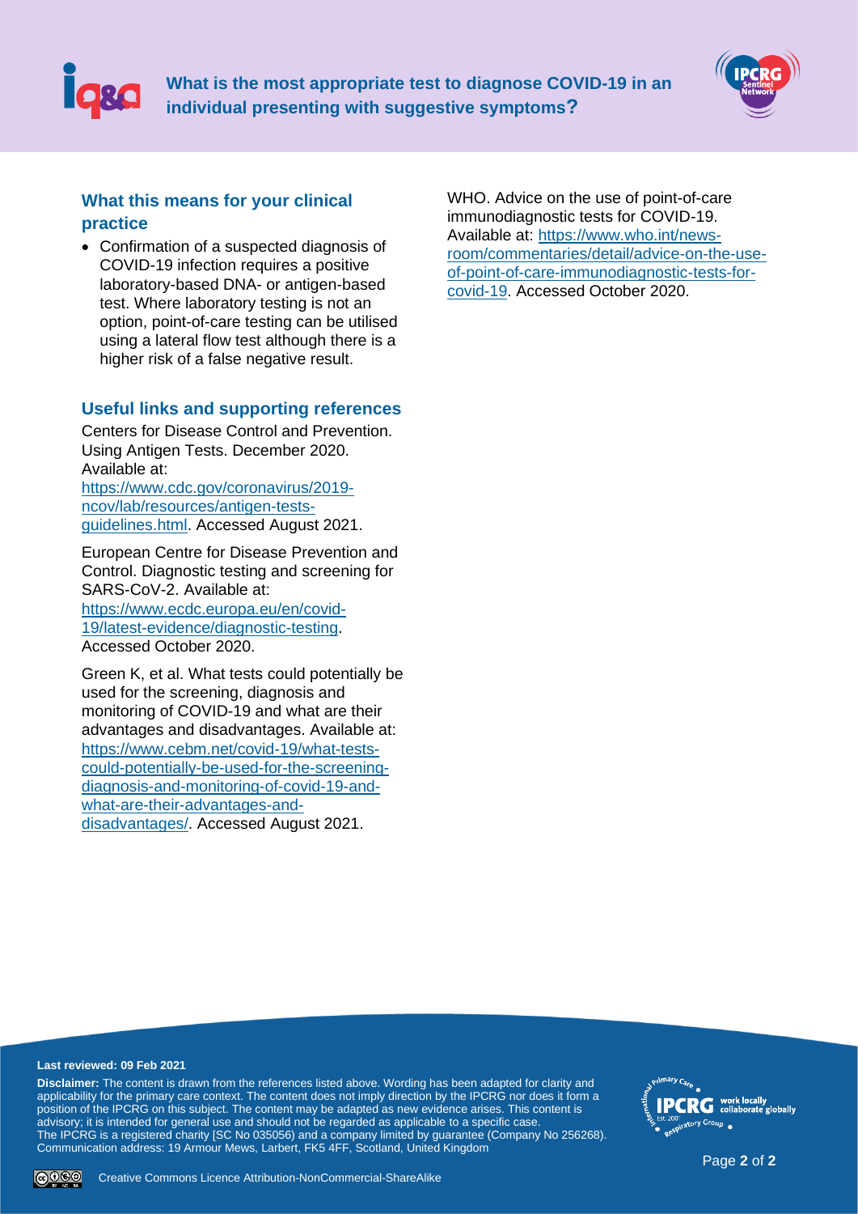## What this means for your clinical practice

- Confirmation of a suspected diagnosis of COVID-19 infection requires a positive laboratory-based DNA- or antigen-based test. Where laboratory testing is not an option, point-of-care testing can be utilised using a lateral flow test although there is a higher risk of a false negative result.

## Useful links and supporting references

Centers for Disease Control and Prevention. Using Antigen Tests. December 2020. Available at: https://www.cdc.gov/coronavirus/2019-ncov/lab/resources/antigen-tests-guidelines.html. Accessed August 2021.

European Centre for Disease Prevention and Control. Diagnostic testing and screening for SARS-CoV-2. Available at: https://www.ecdc.europa.eu/en/covid-19/latest-evidence/diagnostic-testing. Accessed October 2020.

Green K, et al. What tests could potentially be used for the screening, diagnosis and monitoring of COVID-19 and what are their advantages and disadvantages. Available at: https://www.cebm.net/covid-19/what-tests-could-potentially-be-used-for-the-screening-diagnosis-and-monitoring-of-covid-19-and-what-are-their-advantages-and-disadvantages/. Accessed August 2021.

WHO. Advice on the use of point-of-care immunodiagnostic tests for COVID-19. Available at: https://www.who.int/news-room/commentaries/detail/advice-on-the-use-of-point-of-care-immunodiagnostic-tests-for-covid-19. Accessed October 2020.

**Last reviewed: 09 Feb 2021**

**Disclaimer:** The content is drawn from the references listed above. Wording has been adapted for clarity and applicability for the primary care context. The content does not imply direction by the IPCRG nor does it form a position of the IPCRG on this subject. The content may be adapted as new evidence arises. This content is advisory; it is intended for general use and should not be regarded as applicable to a specific case.
The IPCRG is a registered charity [SC No 035056] and a company limited by guarantee (Company No 256268). Communication address: 19 Armour Mews, Larbert, FK5 4FF, Scotland, United Kingdom

Creative Commons Licence Attribution-NonCommercial-ShareAlike